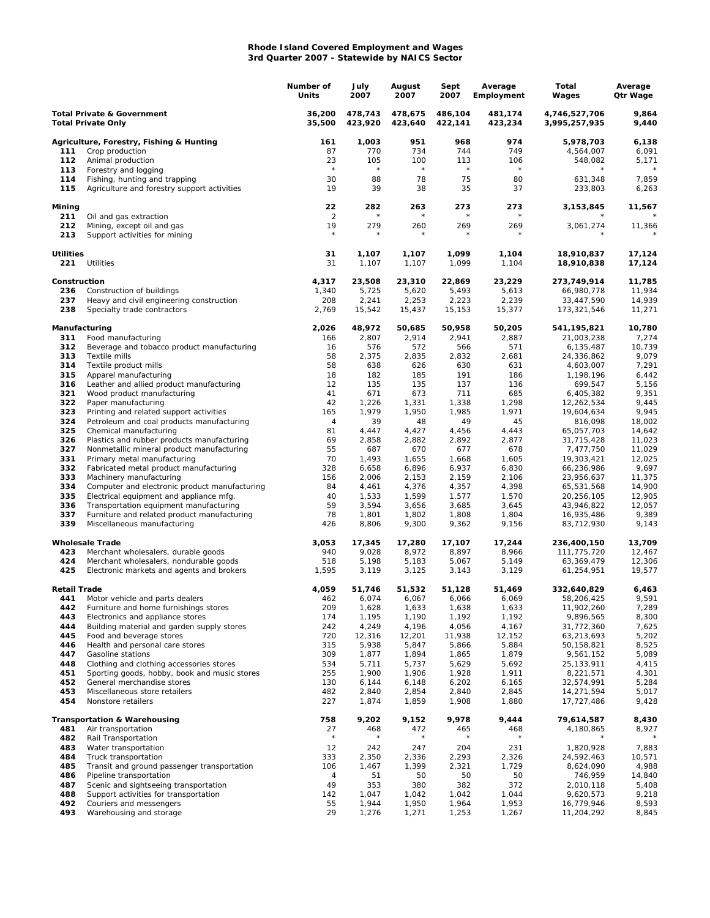# Rhode Island Covered Employment and Wages
## 3rd Quarter 2007 - Statewide by NAICS Sector

| | | Number of Units | July 2007 | August 2007 | Sept 2007 | Average Employment | Total Wages | Average Qtr Wage |
|---|---|---|---|---|---|---|---|---|
| **Total Private & Government** | | **36,200** | **478,743** | **478,675** | **486,104** | **481,174** | **4,746,527,706** | **9,864** |
| **Total Private Only** | | **35,500** | **423,920** | **423,640** | **422,141** | **423,234** | **3,995,257,935** | **9,440** |
| **Agriculture, Forestry, Fishing & Hunting** | | **161** | **1,003** | **951** | **968** | **974** | **5,978,703** | **6,138** |
| 111 | Crop production | 87 | 770 | 734 | 744 | 749 | 4,564,007 | 6,091 |
| 112 | Animal production | 23 | 105 | 100 | 113 | 106 | 548,082 | 5,171 |
| 113 | Forestry and logging | * | * | * | * | * | * | * |
| 114 | Fishing, hunting and trapping | 30 | 88 | 78 | 75 | 80 | 631,348 | 7,859 |
| 115 | Agriculture and forestry support activities | 19 | 39 | 38 | 35 | 37 | 233,803 | 6,263 |
| **Mining** | | **22** | **282** | **263** | **273** | **273** | **3,153,845** | **11,567** |
| 211 | Oil and gas extraction | 2 | * | * | * | * | * | * |
| 212 | Mining, except oil and gas | 19 | 279 | 260 | 269 | 269 | 3,061,274 | 11,366 |
| 213 | Support activities for mining | * | * | * | * | * | * | * |
| **Utilities** | | **31** | **1,107** | **1,107** | **1,099** | **1,104** | **18,910,837** | **17,124** |
| 221 | Utilities | 31 | 1,107 | 1,107 | 1,099 | 1,104 | **18,910,838** | **17,124** |
| **Construction** | | **4,317** | **23,508** | **23,310** | **22,869** | **23,229** | **273,749,914** | **11,785** |
| 236 | Construction of buildings | 1,340 | 5,725 | 5,620 | 5,493 | 5,613 | 66,980,778 | 11,934 |
| 237 | Heavy and civil engineering construction | 208 | 2,241 | 2,253 | 2,223 | 2,239 | 33,447,590 | 14,939 |
| 238 | Specialty trade contractors | 2,769 | 15,542 | 15,437 | 15,153 | 15,377 | 173,321,546 | 11,271 |
| **Manufacturing** | | **2,026** | **48,972** | **50,685** | **50,958** | **50,205** | **541,195,821** | **10,780** |
| 311 | Food manufacturing | 166 | 2,807 | 2,914 | 2,941 | 2,887 | 21,003,238 | 7,274 |
| 312 | Beverage and tobacco product manufacturing | 16 | 576 | 572 | 566 | 571 | 6,135,487 | 10,739 |
| 313 | Textile mills | 58 | 2,375 | 2,835 | 2,832 | 2,681 | 24,336,862 | 9,079 |
| 314 | Textile product mills | 58 | 638 | 626 | 630 | 631 | 4,603,007 | 7,291 |
| 315 | Apparel manufacturing | 18 | 182 | 185 | 191 | 186 | 1,198,196 | 6,442 |
| 316 | Leather and allied product manufacturing | 12 | 135 | 135 | 137 | 136 | 699,547 | 5,156 |
| 321 | Wood product manufacturing | 41 | 671 | 673 | 711 | 685 | 6,405,382 | 9,351 |
| 322 | Paper manufacturing | 42 | 1,226 | 1,331 | 1,338 | 1,298 | 12,262,534 | 9,445 |
| 323 | Printing and related support activities | 165 | 1,979 | 1,950 | 1,985 | 1,971 | 19,604,634 | 9,945 |
| 324 | Petroleum and coal products manufacturing | 4 | 39 | 48 | 49 | 45 | 816,098 | 18,002 |
| 325 | Chemical manufacturing | 81 | 4,447 | 4,427 | 4,456 | 4,443 | 65,057,703 | 14,642 |
| 326 | Plastics and rubber products manufacturing | 69 | 2,858 | 2,882 | 2,892 | 2,877 | 31,715,428 | 11,023 |
| 327 | Nonmetallic mineral product manufacturing | 55 | 687 | 670 | 677 | 678 | 7,477,750 | 11,029 |
| 331 | Primary metal manufacturing | 70 | 1,493 | 1,655 | 1,668 | 1,605 | 19,303,421 | 12,025 |
| 332 | Fabricated metal product manufacturing | 328 | 6,658 | 6,896 | 6,937 | 6,830 | 66,236,986 | 9,697 |
| 333 | Machinery manufacturing | 156 | 2,006 | 2,153 | 2,159 | 2,106 | 23,956,637 | 11,375 |
| 334 | Computer and electronic product manufacturing | 84 | 4,461 | 4,376 | 4,357 | 4,398 | 65,531,568 | 14,900 |
| 335 | Electrical equipment and appliance mfg. | 40 | 1,533 | 1,599 | 1,577 | 1,570 | 20,256,105 | 12,905 |
| 336 | Transportation equipment manufacturing | 59 | 3,594 | 3,656 | 3,685 | 3,645 | 43,946,822 | 12,057 |
| 337 | Furniture and related product manufacturing | 78 | 1,801 | 1,802 | 1,808 | 1,804 | 16,935,486 | 9,389 |
| 339 | Miscellaneous manufacturing | 426 | 8,806 | 9,300 | 9,362 | 9,156 | 83,712,930 | 9,143 |
| **Wholesale Trade** | | **3,053** | **17,345** | **17,280** | **17,107** | **17,244** | **236,400,150** | **13,709** |
| 423 | Merchant wholesalers, durable goods | 940 | 9,028 | 8,972 | 8,897 | 8,966 | 111,775,720 | 12,467 |
| 424 | Merchant wholesalers, nondurable goods | 518 | 5,198 | 5,183 | 5,067 | 5,149 | 63,369,479 | 12,306 |
| 425 | Electronic markets and agents and brokers | 1,595 | 3,119 | 3,125 | 3,143 | 3,129 | 61,254,951 | 19,577 |
| **Retail Trade** | | **4,059** | **51,746** | **51,532** | **51,128** | **51,469** | **332,640,829** | **6,463** |
| 441 | Motor vehicle and parts dealers | 462 | 6,074 | 6,067 | 6,066 | 6,069 | 58,206,425 | 9,591 |
| 442 | Furniture and home furnishings stores | 209 | 1,628 | 1,633 | 1,638 | 1,633 | 11,902,260 | 7,289 |
| 443 | Electronics and appliance stores | 174 | 1,195 | 1,190 | 1,192 | 1,192 | 9,896,565 | 8,300 |
| 444 | Building material and garden supply stores | 242 | 4,249 | 4,196 | 4,056 | 4,167 | 31,772,360 | 7,625 |
| 445 | Food and beverage stores | 720 | 12,316 | 12,201 | 11,938 | 12,152 | 63,213,693 | 5,202 |
| 446 | Health and personal care stores | 315 | 5,938 | 5,847 | 5,866 | 5,884 | 50,158,821 | 8,525 |
| 447 | Gasoline stations | 309 | 1,877 | 1,894 | 1,865 | 1,879 | 9,561,152 | 5,089 |
| 448 | Clothing and clothing accessories stores | 534 | 5,711 | 5,737 | 5,629 | 5,692 | 25,133,911 | 4,415 |
| 451 | Sporting goods, hobby, book and music stores | 255 | 1,900 | 1,906 | 1,928 | 1,911 | 8,221,571 | 4,301 |
| 452 | General merchandise stores | 130 | 6,144 | 6,148 | 6,202 | 6,165 | 32,574,991 | 5,284 |
| 453 | Miscellaneous store retailers | 482 | 2,840 | 2,854 | 2,840 | 2,845 | 14,271,594 | 5,017 |
| 454 | Nonstore retailers | 227 | 1,874 | 1,859 | 1,908 | 1,880 | 17,727,486 | 9,428 |
| **Transportation & Warehousing** | | **758** | **9,202** | **9,152** | **9,978** | **9,444** | **79,614,587** | **8,430** |
| 481 | Air transportation | 27 | 468 | 472 | 465 | 468 | 4,180,865 | 8,927 |
| 482 | Rail Transportation | * | * | * | * | * | * | * |
| 483 | Water transportation | 12 | 242 | 247 | 204 | 231 | 1,820,928 | 7,883 |
| 484 | Truck transportation | 333 | 2,350 | 2,336 | 2,293 | 2,326 | 24,592,463 | 10,571 |
| 485 | Transit and ground passenger transportation | 106 | 1,467 | 1,399 | 2,321 | 1,729 | 8,624,090 | 4,988 |
| 486 | Pipeline transportation | 4 | 51 | 50 | 50 | 50 | 746,959 | 14,840 |
| 487 | Scenic and sightseeing transportation | 49 | 353 | 380 | 382 | 372 | 2,010,118 | 5,408 |
| 488 | Support activities for transportation | 142 | 1,047 | 1,042 | 1,042 | 1,044 | 9,620,573 | 9,218 |
| 492 | Couriers and messengers | 55 | 1,944 | 1,950 | 1,964 | 1,953 | 16,779,946 | 8,593 |
| 493 | Warehousing and storage | 29 | 1,276 | 1,271 | 1,253 | 1,267 | 11,204,292 | 8,845 |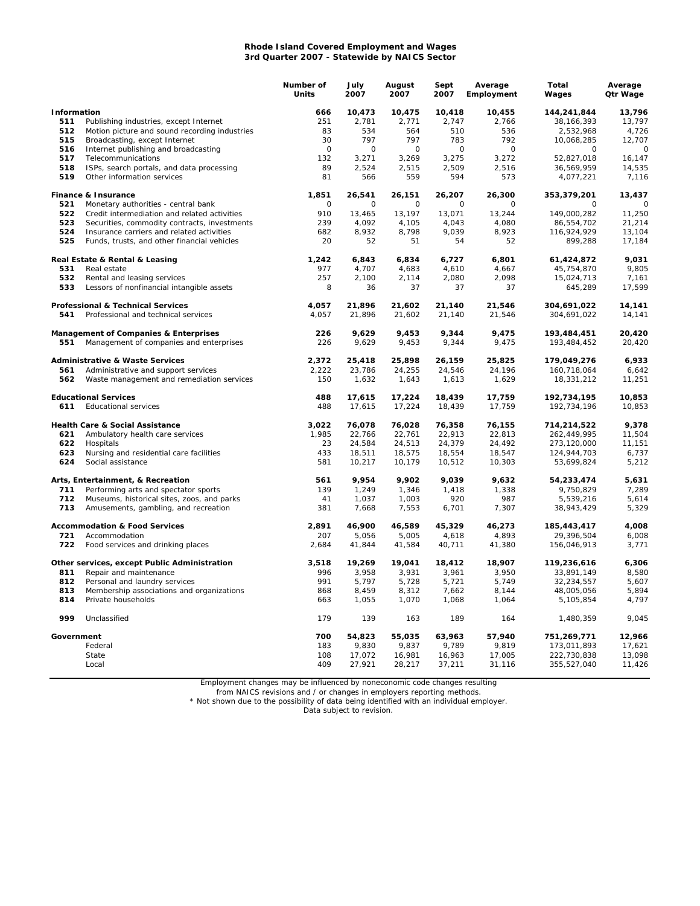**Rhode Island Covered Employment and Wages**
**3rd Quarter 2007 - Statewide by NAICS Sector**

| | | Number of Units | July 2007 | August 2007 | Sept 2007 | Average Employment | Total Wages | Average Qtr Wage |
|---|---|---|---|---|---|---|---|---|
| **Information** | | **666** | **10,473** | **10,475** | **10,418** | **10,455** | **144,241,844** | **13,796** |
| **511** | Publishing industries, except Internet | 251 | 2,781 | 2,771 | 2,747 | 2,766 | 38,166,393 | 13,797 |
| **512** | Motion picture and sound recording industries | 83 | 534 | 564 | 510 | 536 | 2,532,968 | 4,726 |
| **515** | Broadcasting, except Internet | 30 | 797 | 797 | 783 | 792 | 10,068,285 | 12,707 |
| **516** | Internet publishing and broadcasting | 0 | 0 | 0 | 0 | 0 | 0 | 0 |
| **517** | Telecommunications | 132 | 3,271 | 3,269 | 3,275 | 3,272 | 52,827,018 | 16,147 |
| **518** | ISPs, search portals, and data processing | 89 | 2,524 | 2,515 | 2,509 | 2,516 | 36,569,959 | 14,535 |
| **519** | Other information services | 81 | 566 | 559 | 594 | 573 | 4,077,221 | 7,116 |
| **Finance & Insurance** | | **1,851** | **26,541** | **26,151** | **26,207** | **26,300** | **353,379,201** | **13,437** |
| **521** | Monetary authorities - central bank | 0 | 0 | 0 | 0 | 0 | 0 | 0 |
| **522** | Credit intermediation and related activities | 910 | 13,465 | 13,197 | 13,071 | 13,244 | 149,000,282 | 11,250 |
| **523** | Securities, commodity contracts, investments | 239 | 4,092 | 4,105 | 4,043 | 4,080 | 86,554,702 | 21,214 |
| **524** | Insurance carriers and related activities | 682 | 8,932 | 8,798 | 9,039 | 8,923 | 116,924,929 | 13,104 |
| **525** | Funds, trusts, and other financial vehicles | 20 | 52 | 51 | 54 | 52 | 899,288 | 17,184 |
| **Real Estate & Rental & Leasing** | | **1,242** | **6,843** | **6,834** | **6,727** | **6,801** | **61,424,872** | **9,031** |
| **531** | Real estate | 977 | 4,707 | 4,683 | 4,610 | 4,667 | 45,754,870 | 9,805 |
| **532** | Rental and leasing services | 257 | 2,100 | 2,114 | 2,080 | 2,098 | 15,024,713 | 7,161 |
| **533** | Lessors of nonfinancial intangible assets | 8 | 36 | 37 | 37 | 37 | 645,289 | 17,599 |
| **Professional & Technical Services** | | **4,057** | **21,896** | **21,602** | **21,140** | **21,546** | **304,691,022** | **14,141** |
| **541** | Professional and technical services | 4,057 | 21,896 | 21,602 | 21,140 | 21,546 | 304,691,022 | 14,141 |
| **Management of Companies & Enterprises** | | **226** | **9,629** | **9,453** | **9,344** | **9,475** | **193,484,451** | **20,420** |
| **551** | Management of companies and enterprises | 226 | 9,629 | 9,453 | 9,344 | 9,475 | 193,484,452 | 20,420 |
| **Administrative & Waste Services** | | **2,372** | **25,418** | **25,898** | **26,159** | **25,825** | **179,049,276** | **6,933** |
| **561** | Administrative and support services | 2,222 | 23,786 | 24,255 | 24,546 | 24,196 | 160,718,064 | 6,642 |
| **562** | Waste management and remediation services | 150 | 1,632 | 1,643 | 1,613 | 1,629 | 18,331,212 | 11,251 |
| **Educational Services** | | **488** | **17,615** | **17,224** | **18,439** | **17,759** | **192,734,195** | **10,853** |
| **611** | Educational services | 488 | 17,615 | 17,224 | 18,439 | 17,759 | 192,734,196 | 10,853 |
| **Health Care & Social Assistance** | | **3,022** | **76,078** | **76,028** | **76,358** | **76,155** | **714,214,522** | **9,378** |
| **621** | Ambulatory health care services | 1,985 | 22,766 | 22,761 | 22,913 | 22,813 | 262,449,995 | 11,504 |
| **622** | Hospitals | 23 | 24,584 | 24,513 | 24,379 | 24,492 | 273,120,000 | 11,151 |
| **623** | Nursing and residential care facilities | 433 | 18,511 | 18,575 | 18,554 | 18,547 | 124,944,703 | 6,737 |
| **624** | Social assistance | 581 | 10,217 | 10,179 | 10,512 | 10,303 | 53,699,824 | 5,212 |
| **Arts, Entertainment, & Recreation** | | **561** | **9,954** | **9,902** | **9,039** | **9,632** | **54,233,474** | **5,631** |
| **711** | Performing arts and spectator sports | 139 | 1,249 | 1,346 | 1,418 | 1,338 | 9,750,829 | 7,289 |
| **712** | Museums, historical sites, zoos, and parks | 41 | 1,037 | 1,003 | 920 | 987 | 5,539,216 | 5,614 |
| **713** | Amusements, gambling, and recreation | 381 | 7,668 | 7,553 | 6,701 | 7,307 | 38,943,429 | 5,329 |
| **Accommodation & Food Services** | | **2,891** | **46,900** | **46,589** | **45,329** | **46,273** | **185,443,417** | **4,008** |
| **721** | Accommodation | 207 | 5,056 | 5,005 | 4,618 | 4,893 | 29,396,504 | 6,008 |
| **722** | Food services and drinking places | 2,684 | 41,844 | 41,584 | 40,711 | 41,380 | 156,046,913 | 3,771 |
| **Other services, except Public Administration** | | **3,518** | **19,269** | **19,041** | **18,412** | **18,907** | **119,236,616** | **6,306** |
| **811** | Repair and maintenance | 996 | 3,958 | 3,931 | 3,961 | 3,950 | 33,891,149 | 8,580 |
| **812** | Personal and laundry services | 991 | 5,797 | 5,728 | 5,721 | 5,749 | 32,234,557 | 5,607 |
| **813** | Membership associations and organizations | 868 | 8,459 | 8,312 | 7,662 | 8,144 | 48,005,056 | 5,894 |
| **814** | Private households | 663 | 1,055 | 1,070 | 1,068 | 1,064 | 5,105,854 | 4,797 |
| **999** | Unclassified | 179 | 139 | 163 | 189 | 164 | 1,480,359 | 9,045 |
| **Government** | | **700** | **54,823** | **55,035** | **63,963** | **57,940** | **751,269,771** | **12,966** |
| | Federal | 183 | 9,830 | 9,837 | 9,789 | 9,819 | 173,011,893 | 17,621 |
| | State | 108 | 17,072 | 16,981 | 16,963 | 17,005 | 222,730,838 | 13,098 |
| | Local | 409 | 27,921 | 28,217 | 37,211 | 31,116 | 355,527,040 | 11,426 |

Employment changes may be influenced by noneconomic code changes resulting from NAICS revisions and / or changes in employers reporting methods.

* Not shown due to the possibility of data being identified with an individual employer.

Data subject to revision.